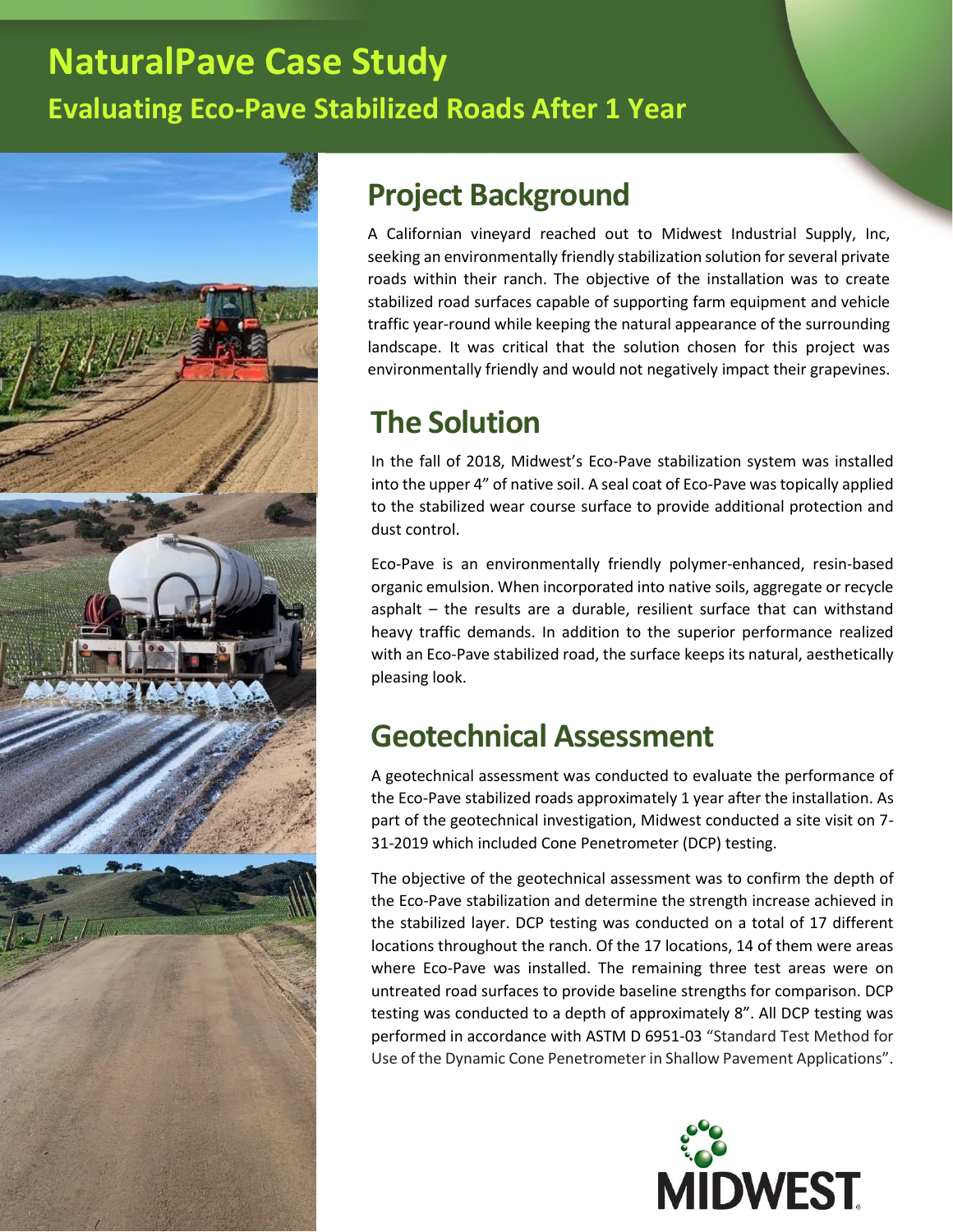# NaturalPave Case Study

## Evaluating Eco-Pave Stabilized Roads After 1 Year

## Project Background

A Californian vineyard reached out to Midwest Industrial Supply, Inc, seeking an environmentally friendly stabilization solution for several private roads within their ranch. The objective of the installation was to create stabilized road surfaces capable of supporting farm equipment and vehicle traffic year-round while keeping the natural appearance of the surrounding landscape. It was critical that the solution chosen for this project was environmentally friendly and would not negatively impact their grapevines.

## The Solution

In the fall of 2018, Midwest's Eco-Pave stabilization system was installed into the upper 4" of native soil. A seal coat of Eco-Pave was topically applied to the stabilized wear course surface to provide additional protection and dust control.

Eco-Pave is an environmentally friendly polymer-enhanced, resin-based organic emulsion. When incorporated into native soils, aggregate or recycle asphalt – the results are a durable, resilient surface that can withstand heavy traffic demands. In addition to the superior performance realized with an Eco-Pave stabilized road, the surface keeps its natural, aesthetically pleasing look.

## Geotechnical Assessment

A geotechnical assessment was conducted to evaluate the performance of the Eco-Pave stabilized roads approximately 1 year after the installation. As part of the geotechnical investigation, Midwest conducted a site visit on 7-31-2019 which included Cone Penetrometer (DCP) testing.

The objective of the geotechnical assessment was to confirm the depth of the Eco-Pave stabilization and determine the strength increase achieved in the stabilized layer. DCP testing was conducted on a total of 17 different locations throughout the ranch. Of the 17 locations, 14 of them were areas where Eco-Pave was installed. The remaining three test areas were on untreated road surfaces to provide baseline strengths for comparison. DCP testing was conducted to a depth of approximately 8". All DCP testing was performed in accordance with ASTM D 6951-03 "Standard Test Method for Use of the Dynamic Cone Penetrometer in Shallow Pavement Applications".

MIDWEST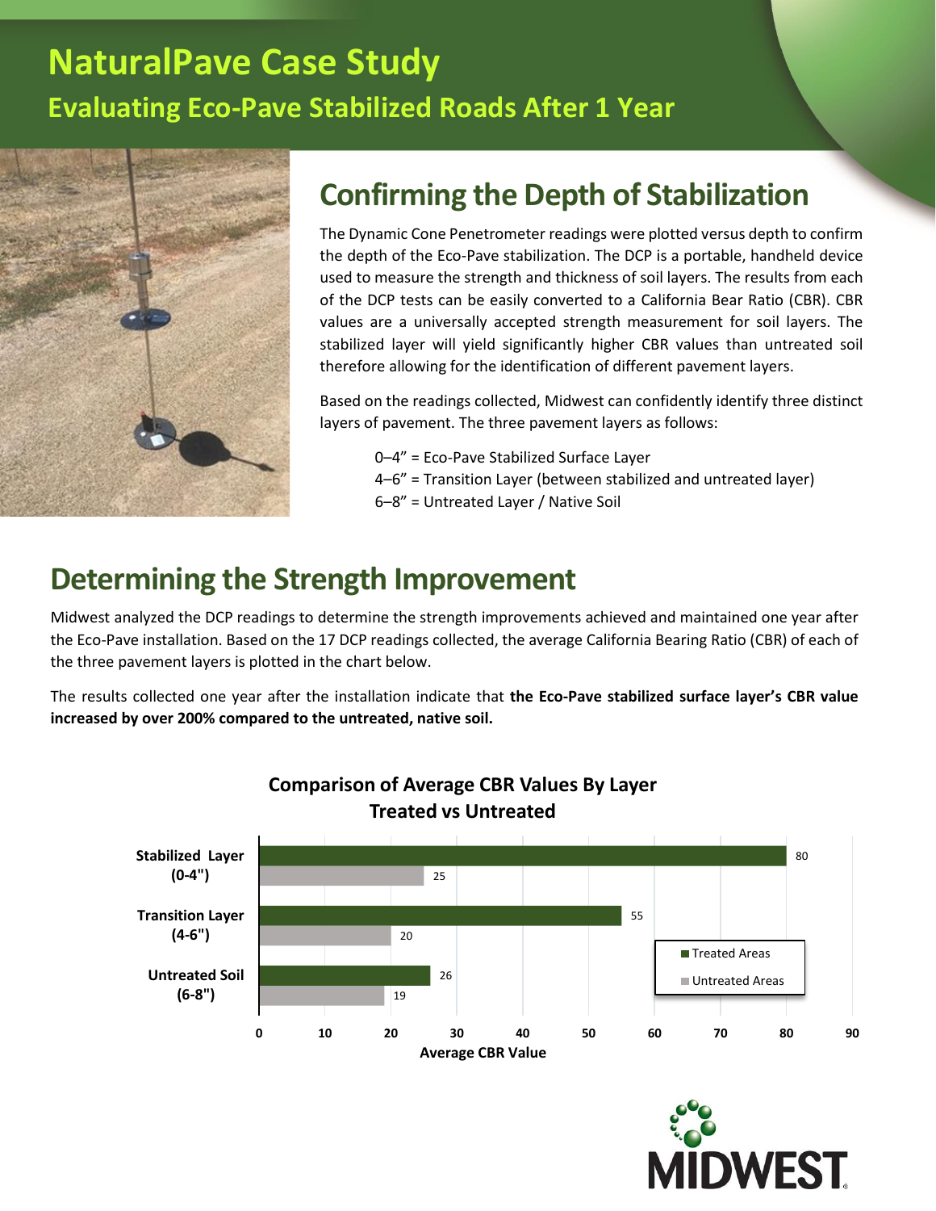# NaturalPave Case Study

## Evaluating Eco-Pave Stabilized Roads After 1 Year

## Confirming the Depth of Stabilization

The Dynamic Cone Penetrometer readings were plotted versus depth to confirm the depth of the Eco-Pave stabilization. The DCP is a portable, handheld device used to measure the strength and thickness of soil layers. The results from each of the DCP tests can be easily converted to a California Bear Ratio (CBR). CBR values are a universally accepted strength measurement for soil layers. The stabilized layer will yield significantly higher CBR values than untreated soil therefore allowing for the identification of different pavement layers.

Based on the readings collected, Midwest can confidently identify three distinct layers of pavement. The three pavement layers as follows:

- 0–4" = Eco-Pave Stabilized Surface Layer
- 4–6" = Transition Layer (between stabilized and untreated layer)
- 6–8" = Untreated Layer / Native Soil

## Determining the Strength Improvement

Midwest analyzed the DCP readings to determine the strength improvements achieved and maintained one year after the Eco-Pave installation. Based on the 17 DCP readings collected, the average California Bearing Ratio (CBR) of each of the three pavement layers is plotted in the chart below.

The results collected one year after the installation indicate that **the Eco-Pave stabilized surface layer's CBR value increased by over 200% compared to the untreated, native soil.**

**Comparison of Average CBR Values By Layer**
**Treated vs Untreated**

Stabilized Layer (0-4")
80
25

Transition Layer (4-6")
55
20

Untreated Soil (6-8")
26
19

Treated Areas
Untreated Areas

0 10 20 30 40 50 60 70 80 90

Average CBR Value

MIDWEST